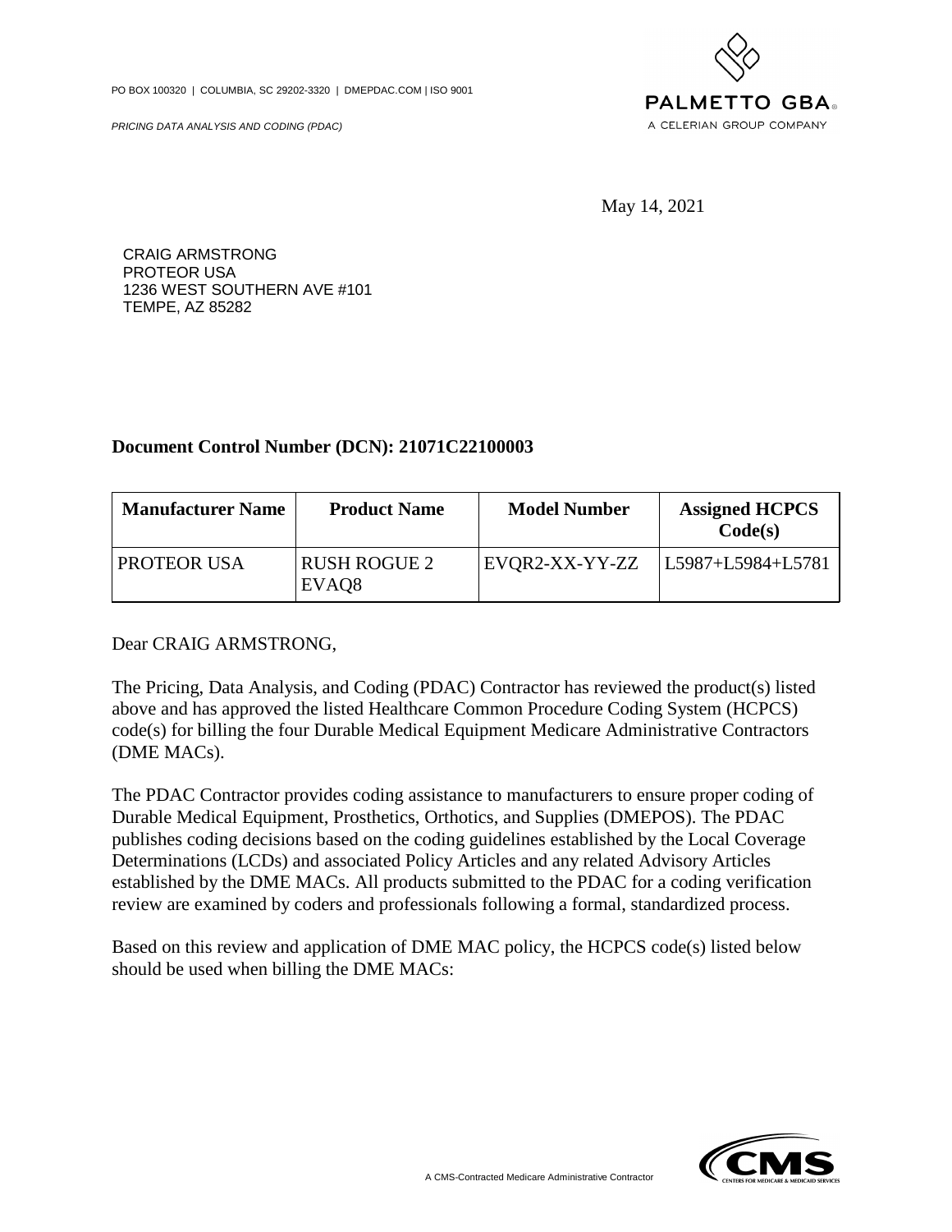PO BOX 100320 | COLUMBIA, SC 29202-3320 | DMEPDAC.COM | ISO 9001

*PRICING DATA ANALYSIS AND CODING (PDAC)*

PALMETTO GBA
A CELERIAN GROUP COMPANY

May 14, 2021

CRAIG ARMSTRONG
PROTEOR USA
1236 WEST SOUTHERN AVE #101
TEMPE, AZ 85282

**Document Control Number (DCN): 21071C22100003**

| Manufacturer Name | Product Name | Model Number | Assigned HCPCS Code(s) |
|---|---|---|---|
| PROTEOR USA | RUSH ROGUE 2 EVAQ8 | EVQR2-XX-YY-ZZ | L5987+L5984+L5781 |

Dear CRAIG ARMSTRONG,

The Pricing, Data Analysis, and Coding (PDAC) Contractor has reviewed the product(s) listed above and has approved the listed Healthcare Common Procedure Coding System (HCPCS) code(s) for billing the four Durable Medical Equipment Medicare Administrative Contractors (DME MACs).

The PDAC Contractor provides coding assistance to manufacturers to ensure proper coding of Durable Medical Equipment, Prosthetics, Orthotics, and Supplies (DMEPOS). The PDAC publishes coding decisions based on the coding guidelines established by the Local Coverage Determinations (LCDs) and associated Policy Articles and any related Advisory Articles established by the DME MACs. All products submitted to the PDAC for a coding verification review are examined by coders and professionals following a formal, standardized process.

Based on this review and application of DME MAC policy, the HCPCS code(s) listed below should be used when billing the DME MACs:

A CMS-Contracted Medicare Administrative Contractor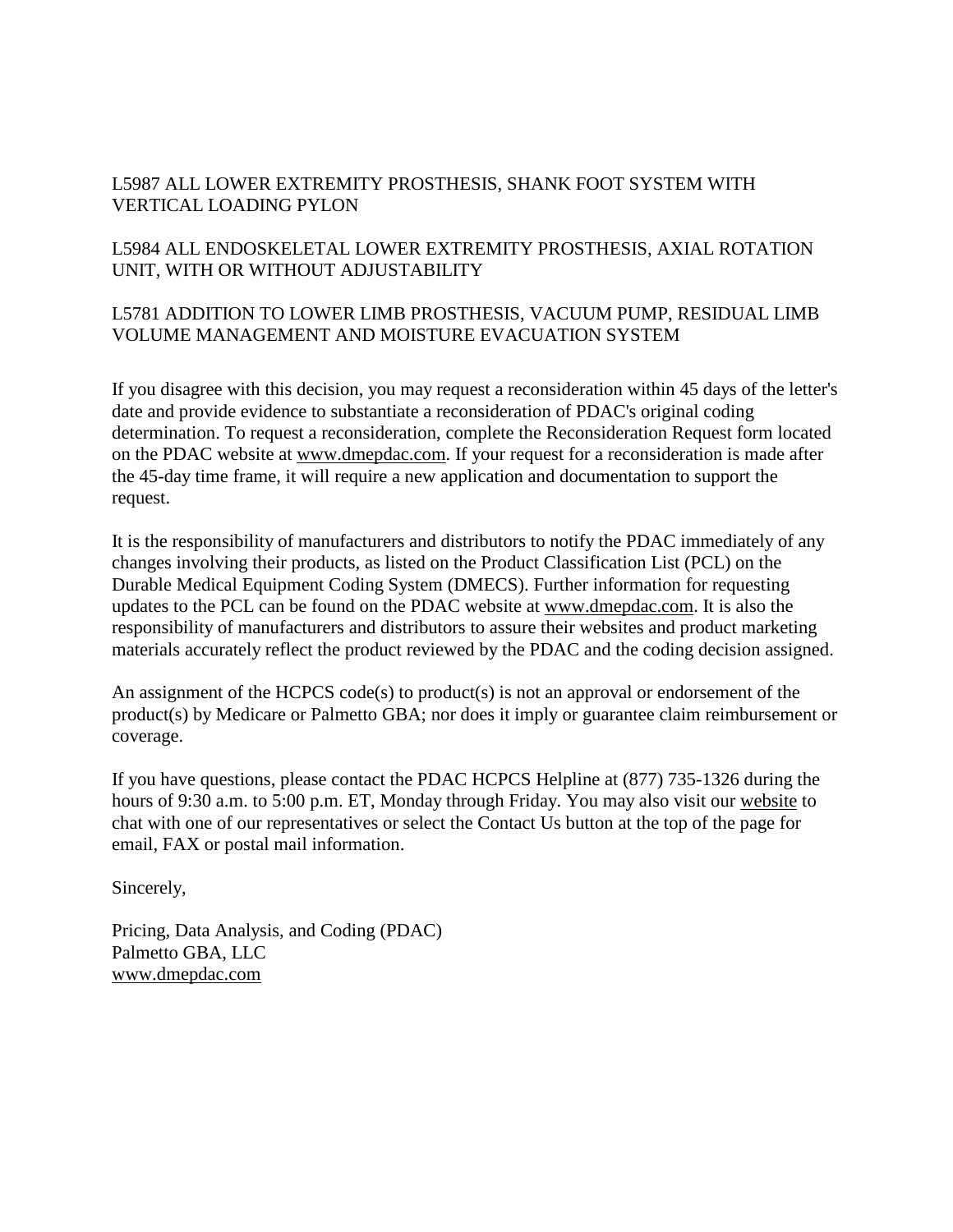L5987 ALL LOWER EXTREMITY PROSTHESIS, SHANK FOOT SYSTEM WITH VERTICAL LOADING PYLON

L5984 ALL ENDOSKELETAL LOWER EXTREMITY PROSTHESIS, AXIAL ROTATION UNIT, WITH OR WITHOUT ADJUSTABILITY

L5781 ADDITION TO LOWER LIMB PROSTHESIS, VACUUM PUMP, RESIDUAL LIMB VOLUME MANAGEMENT AND MOISTURE EVACUATION SYSTEM

If you disagree with this decision, you may request a reconsideration within 45 days of the letter's date and provide evidence to substantiate a reconsideration of PDAC's original coding determination. To request a reconsideration, complete the Reconsideration Request form located on the PDAC website at www.dmepdac.com. If your request for a reconsideration is made after the 45-day time frame, it will require a new application and documentation to support the request.

It is the responsibility of manufacturers and distributors to notify the PDAC immediately of any changes involving their products, as listed on the Product Classification List (PCL) on the Durable Medical Equipment Coding System (DMECS). Further information for requesting updates to the PCL can be found on the PDAC website at www.dmepdac.com. It is also the responsibility of manufacturers and distributors to assure their websites and product marketing materials accurately reflect the product reviewed by the PDAC and the coding decision assigned.

An assignment of the HCPCS code(s) to product(s) is not an approval or endorsement of the product(s) by Medicare or Palmetto GBA; nor does it imply or guarantee claim reimbursement or coverage.

If you have questions, please contact the PDAC HCPCS Helpline at (877) 735-1326 during the hours of 9:30 a.m. to 5:00 p.m. ET, Monday through Friday. You may also visit our website to chat with one of our representatives or select the Contact Us button at the top of the page for email, FAX or postal mail information.

Sincerely,

Pricing, Data Analysis, and Coding (PDAC)
Palmetto GBA, LLC
www.dmepdac.com